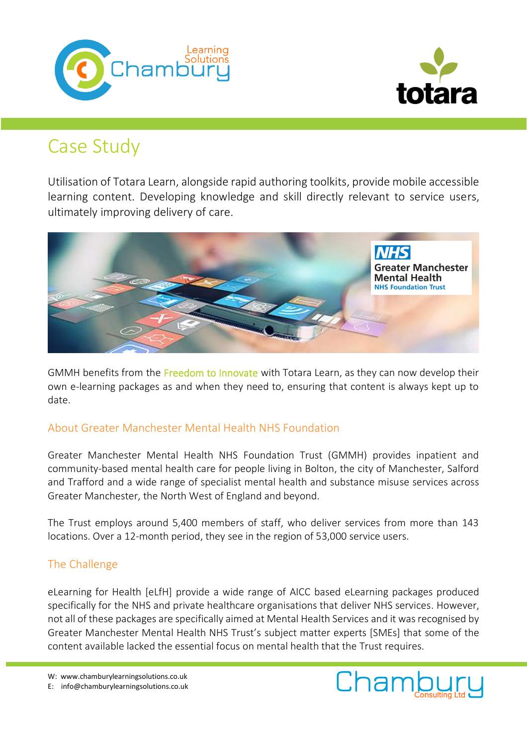# Case Study

Utilisation of Totara Learn, alongside rapid authoring toolkits, provide mobile accessible learning content. Developing knowledge and skill directly relevant to service users, ultimately improving delivery of care.

GMMH benefits from the Freedom to Innovate with Totara Learn, as they can now develop their own e-learning packages as and when they need to, ensuring that content is always kept up to date.

## About Greater Manchester Mental Health NHS Foundation

Greater Manchester Mental Health NHS Foundation Trust (GMMH) provides inpatient and community-based mental health care for people living in Bolton, the city of Manchester, Salford and Trafford and a wide range of specialist mental health and substance misuse services across Greater Manchester, the North West of England and beyond.

The Trust employs around 5,400 members of staff, who deliver services from more than 143 locations. Over a 12-month period, they see in the region of 53,000 service users.

## The Challenge

eLearning for Health [eLfH] provide a wide range of AICC based eLearning packages produced specifically for the NHS and private healthcare organisations that deliver NHS services. However, not all of these packages are specifically aimed at Mental Health Services and it was recognised by Greater Manchester Mental Health NHS Trust's subject matter experts [SMEs] that some of the content available lacked the essential focus on mental health that the Trust requires.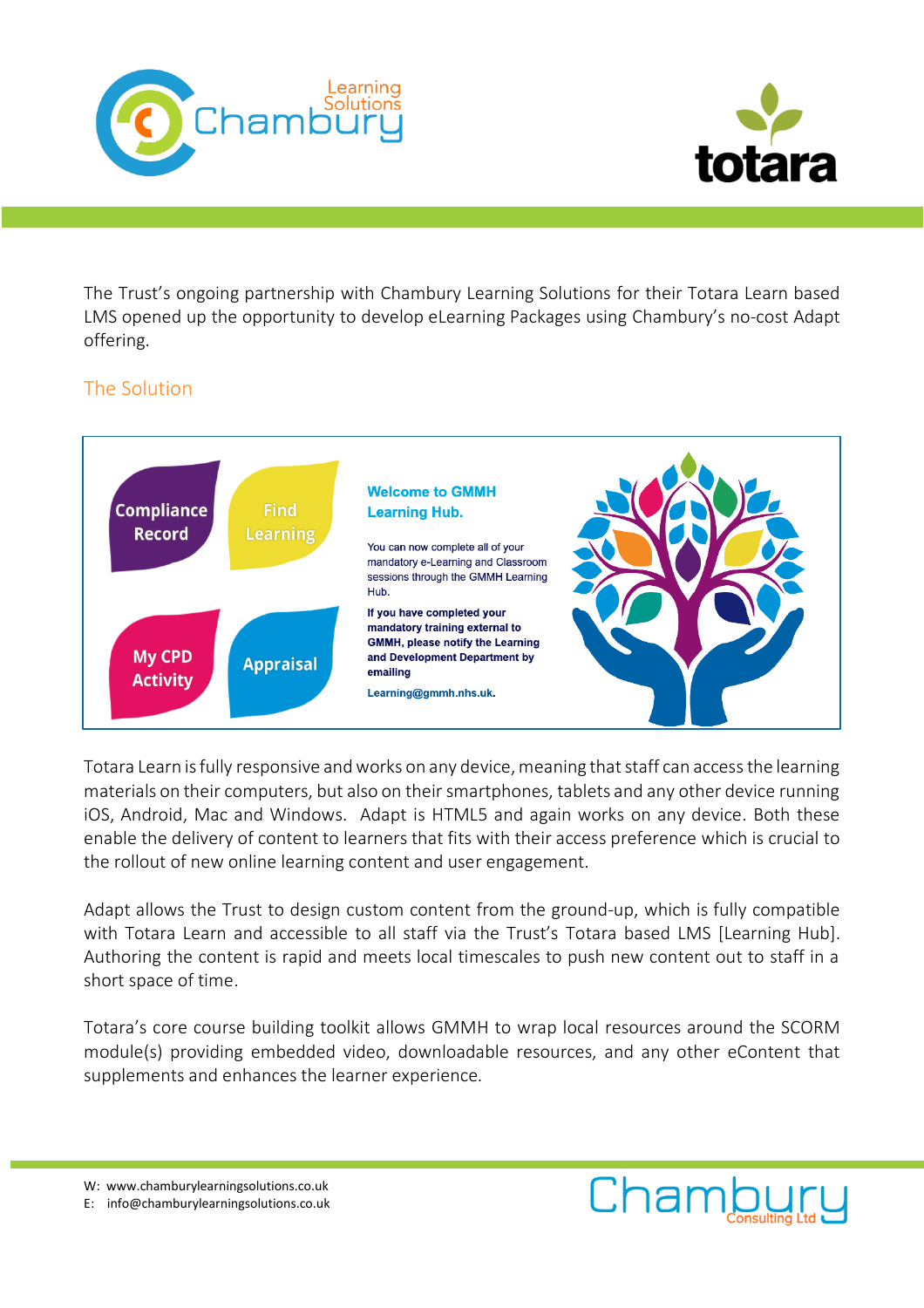The Trust's ongoing partnership with Chambury Learning Solutions for their Totara Learn based LMS opened up the opportunity to develop eLearning Packages using Chambury's no-cost Adapt offering.

## The Solution

Compliance Record

Find Learning

My CPD Activity

Appraisal

**Welcome to GMMH Learning Hub.**

You can now complete all of your mandatory e-Learning and Classroom sessions through the GMMH Learning Hub.

**If you have completed your mandatory training external to GMMH, please notify the Learning and Development Department by emailing**

**Learning@gmmh.nhs.uk.**

Totara Learn is fully responsive and works on any device, meaning that staff can access the learning materials on their computers, but also on their smartphones, tablets and any other device running iOS, Android, Mac and Windows. Adapt is HTML5 and again works on any device. Both these enable the delivery of content to learners that fits with their access preference which is crucial to the rollout of new online learning content and user engagement.

Adapt allows the Trust to design custom content from the ground-up, which is fully compatible with Totara Learn and accessible to all staff via the Trust's Totara based LMS [Learning Hub]. Authoring the content is rapid and meets local timescales to push new content out to staff in a short space of time.

Totara's core course building toolkit allows GMMH to wrap local resources around the SCORM module(s) providing embedded video, downloadable resources, and any other eContent that supplements and enhances the learner experience.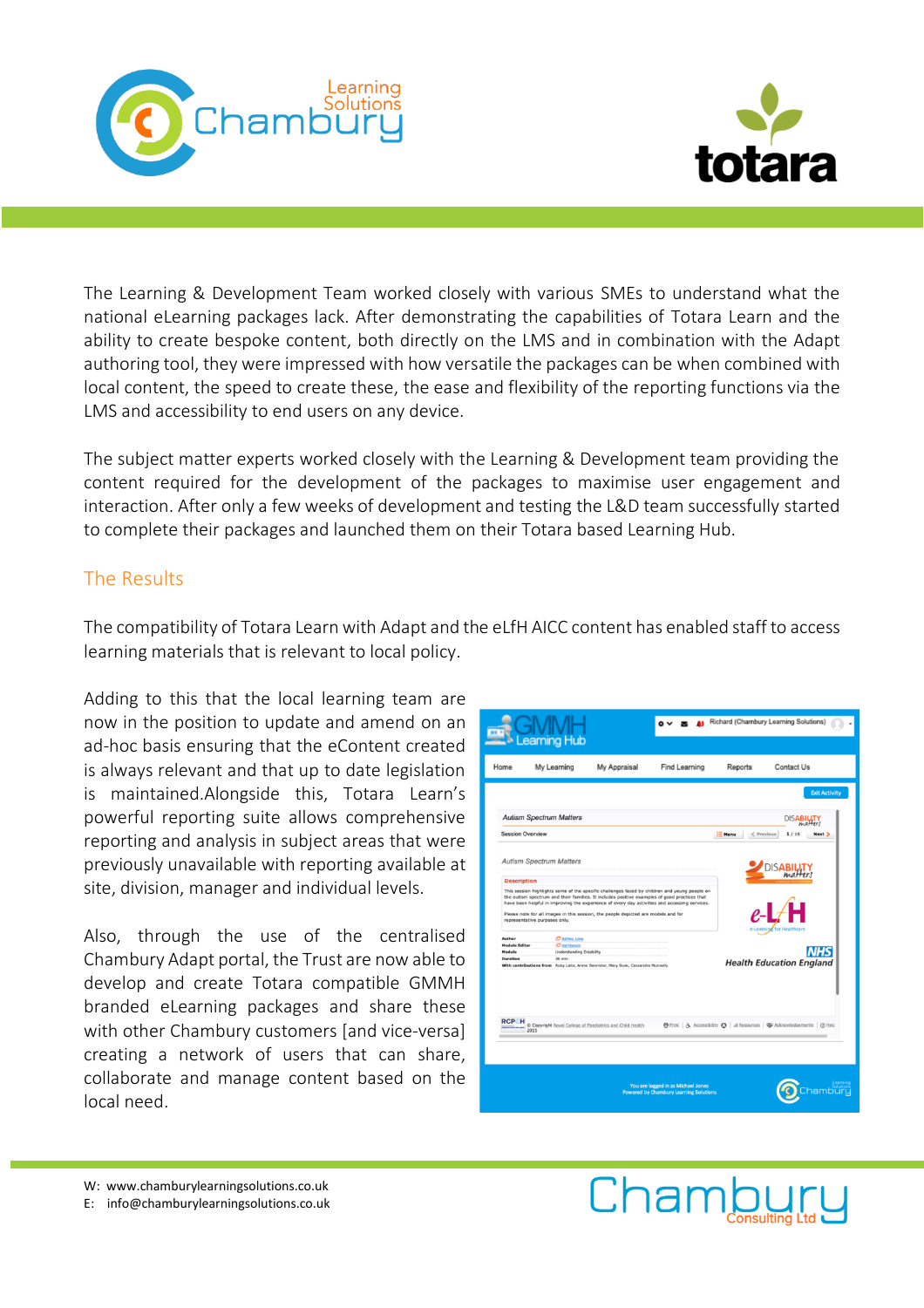The Learning & Development Team worked closely with various SMEs to understand what the national eLearning packages lack. After demonstrating the capabilities of Totara Learn and the ability to create bespoke content, both directly on the LMS and in combination with the Adapt authoring tool, they were impressed with how versatile the packages can be when combined with local content, the speed to create these, the ease and flexibility of the reporting functions via the LMS and accessibility to end users on any device.

The subject matter experts worked closely with the Learning & Development team providing the content required for the development of the packages to maximise user engagement and interaction. After only a few weeks of development and testing the L&D team successfully started to complete their packages and launched them on their Totara based Learning Hub.

## The Results

The compatibility of Totara Learn with Adapt and the eLfH AICC content has enabled staff to access learning materials that is relevant to local policy.

Adding to this that the local learning team are now in the position to update and amend on an ad-hoc basis ensuring that the eContent created is always relevant and that up to date legislation is maintained.Alongside this, Totara Learn's powerful reporting suite allows comprehensive reporting and analysis in subject areas that were previously unavailable with reporting available at site, division, manager and individual levels.

Also, through the use of the centralised Chambury Adapt portal, the Trust are now able to develop and create Totara compatible GMMH branded eLearning packages and share these with other Chambury customers [and vice-versa] creating a network of users that can share, collaborate and manage content based on the local need.

W: www.chamburylearningsolutions.co.uk
E: info@chamburylearningsolutions.co.uk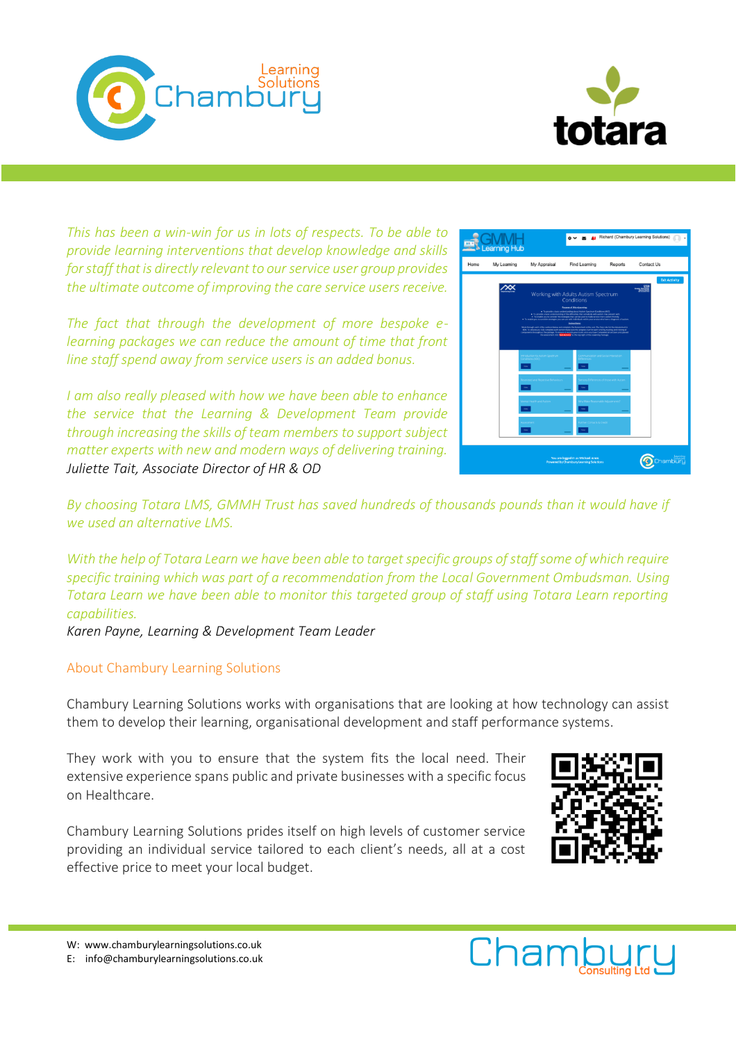*This has been a win-win for us in lots of respects. To be able to provide learning interventions that develop knowledge and skills for staff that is directly relevant to our service user group provides the ultimate outcome of improving the care service users receive.*

*The fact that through the development of more bespoke e-learning packages we can reduce the amount of time that front line staff spend away from service users is an added bonus.*

*I am also really pleased with how we have been able to enhance the service that the Learning & Development Team provide through increasing the skills of team members to support subject matter experts with new and modern ways of delivering training.*
*Juliette Tait, Associate Director of HR & OD*

*By choosing Totara LMS, GMMH Trust has saved hundreds of thousands pounds than it would have if we used an alternative LMS.*

*With the help of Totara Learn we have been able to target specific groups of staff some of which require specific training which was part of a recommendation from the Local Government Ombudsman. Using Totara Learn we have been able to monitor this targeted group of staff using Totara Learn reporting capabilities.*
*Karen Payne, Learning & Development Team Leader*

## About Chambury Learning Solutions

Chambury Learning Solutions works with organisations that are looking at how technology can assist them to develop their learning, organisational development and staff performance systems.

They work with you to ensure that the system fits the local need. Their extensive experience spans public and private businesses with a specific focus on Healthcare.

Chambury Learning Solutions prides itself on high levels of customer service providing an individual service tailored to each client's needs, all at a cost effective price to meet your local budget.

W: www.chamburylearningsolutions.co.uk
E: info@chamburylearningsolutions.co.uk